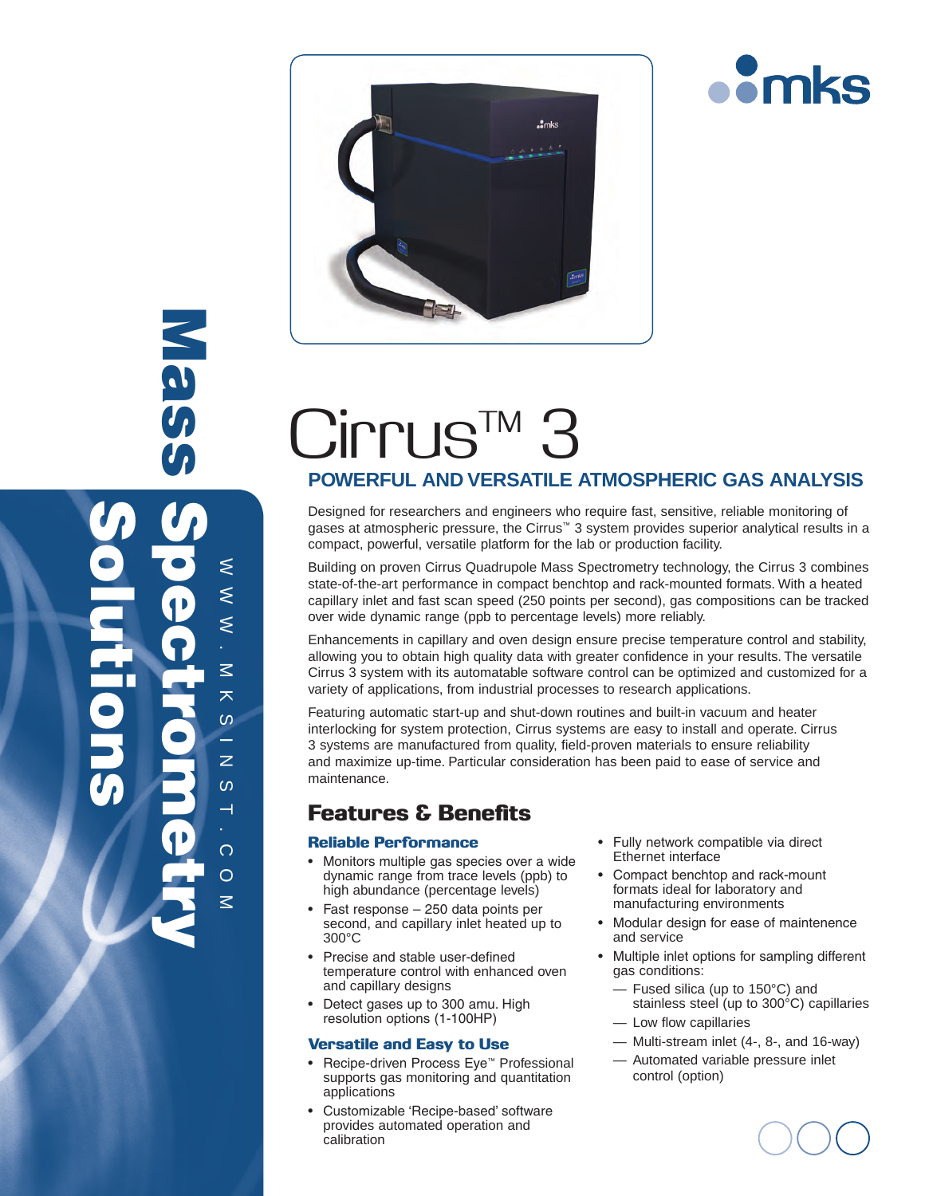Mass Spectrometry Solutions

WWW.MKSINST.COM

# Cirrus™ 3

## POWERFUL AND VERSATILE ATMOSPHERIC GAS ANALYSIS

Designed for researchers and engineers who require fast, sensitive, reliable monitoring of gases at atmospheric pressure, the Cirrus™ 3 system provides superior analytical results in a compact, powerful, versatile platform for the lab or production facility.

Building on proven Cirrus Quadrupole Mass Spectrometry technology, the Cirrus 3 combines state-of-the-art performance in compact benchtop and rack-mounted formats. With a heated capillary inlet and fast scan speed (250 points per second), gas compositions can be tracked over wide dynamic range (ppb to percentage levels) more reliably.

Enhancements in capillary and oven design ensure precise temperature control and stability, allowing you to obtain high quality data with greater confidence in your results. The versatile Cirrus 3 system with its automatable software control can be optimized and customized for a variety of applications, from industrial processes to research applications.

Featuring automatic start-up and shut-down routines and built-in vacuum and heater interlocking for system protection, Cirrus systems are easy to install and operate. Cirrus 3 systems are manufactured from quality, field-proven materials to ensure reliability and maximize up-time. Particular consideration has been paid to ease of service and maintenance.

## Features & Benefits

### Reliable Performance

- Monitors multiple gas species over a wide dynamic range from trace levels (ppb) to high abundance (percentage levels)
- Fast response – 250 data points per second, and capillary inlet heated up to 300°C
- Precise and stable user-defined temperature control with enhanced oven and capillary designs
- Detect gases up to 300 amu. High resolution options (1-100HP)

### Versatile and Easy to Use

- Recipe-driven Process Eye™ Professional supports gas monitoring and quantitation applications
- Customizable 'Recipe-based' software provides automated operation and calibration
- Fully network compatible via direct Ethernet interface
- Compact benchtop and rack-mount formats ideal for laboratory and manufacturing environments
- Modular design for ease of maintenence and service
- Multiple inlet options for sampling different gas conditions:
  - Fused silica (up to 150°C) and stainless steel (up to 300°C) capillaries
  - Low flow capillaries
  - Multi-stream inlet (4-, 8-, and 16-way)
  - Automated variable pressure inlet control (option)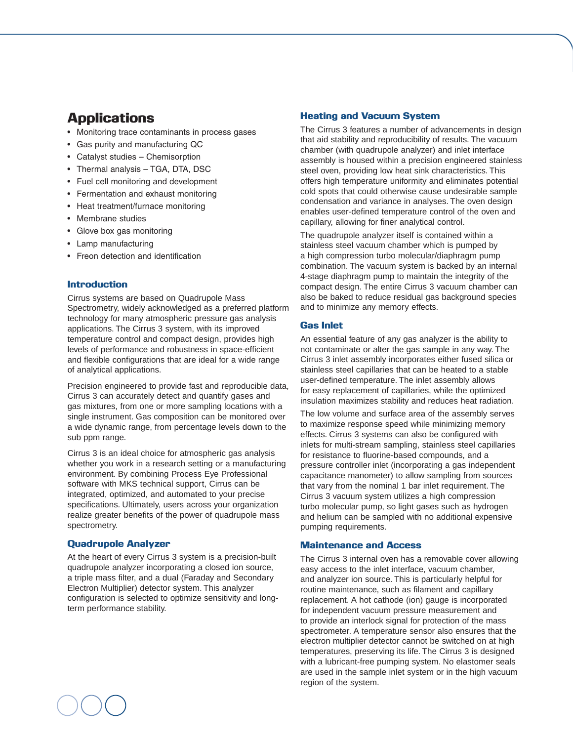## Applications

- Monitoring trace contaminants in process gases
- Gas purity and manufacturing QC
- Catalyst studies – Chemisorption
- Thermal analysis – TGA, DTA, DSC
- Fuel cell monitoring and development
- Fermentation and exhaust monitoring
- Heat treatment/furnace monitoring
- Membrane studies
- Glove box gas monitoring
- Lamp manufacturing
- Freon detection and identification

### Introduction

Cirrus systems are based on Quadrupole Mass Spectrometry, widely acknowledged as a preferred platform technology for many atmospheric pressure gas analysis applications. The Cirrus 3 system, with its improved temperature control and compact design, provides high levels of performance and robustness in space-efficient and flexible configurations that are ideal for a wide range of analytical applications.

Precision engineered to provide fast and reproducible data, Cirrus 3 can accurately detect and quantify gases and gas mixtures, from one or more sampling locations with a single instrument. Gas composition can be monitored over a wide dynamic range, from percentage levels down to the sub ppm range.

Cirrus 3 is an ideal choice for atmospheric gas analysis whether you work in a research setting or a manufacturing environment. By combining Process Eye Professional software with MKS technical support, Cirrus can be integrated, optimized, and automated to your precise specifications. Ultimately, users across your organization realize greater benefits of the power of quadrupole mass spectrometry.

### Quadrupole Analyzer

At the heart of every Cirrus 3 system is a precision-built quadrupole analyzer incorporating a closed ion source, a triple mass filter, and a dual (Faraday and Secondary Electron Multiplier) detector system. This analyzer configuration is selected to optimize sensitivity and long-term performance stability.

### Heating and Vacuum System

The Cirrus 3 features a number of advancements in design that aid stability and reproducibility of results. The vacuum chamber (with quadrupole analyzer) and inlet interface assembly is housed within a precision engineered stainless steel oven, providing low heat sink characteristics. This offers high temperature uniformity and eliminates potential cold spots that could otherwise cause undesirable sample condensation and variance in analyses. The oven design enables user-defined temperature control of the oven and capillary, allowing for finer analytical control.

The quadrupole analyzer itself is contained within a stainless steel vacuum chamber which is pumped by a high compression turbo molecular/diaphragm pump combination. The vacuum system is backed by an internal 4-stage diaphragm pump to maintain the integrity of the compact design. The entire Cirrus 3 vacuum chamber can also be baked to reduce residual gas background species and to minimize any memory effects.

### Gas Inlet

An essential feature of any gas analyzer is the ability to not contaminate or alter the gas sample in any way. The Cirrus 3 inlet assembly incorporates either fused silica or stainless steel capillaries that can be heated to a stable user-defined temperature. The inlet assembly allows for easy replacement of capillaries, while the optimized insulation maximizes stability and reduces heat radiation.

The low volume and surface area of the assembly serves to maximize response speed while minimizing memory effects. Cirrus 3 systems can also be configured with inlets for multi-stream sampling, stainless steel capillaries for resistance to fluorine-based compounds, and a pressure controller inlet (incorporating a gas independent capacitance manometer) to allow sampling from sources that vary from the nominal 1 bar inlet requirement. The Cirrus 3 vacuum system utilizes a high compression turbo molecular pump, so light gases such as hydrogen and helium can be sampled with no additional expensive pumping requirements.

### Maintenance and Access

The Cirrus 3 internal oven has a removable cover allowing easy access to the inlet interface, vacuum chamber, and analyzer ion source. This is particularly helpful for routine maintenance, such as filament and capillary replacement. A hot cathode (ion) gauge is incorporated for independent vacuum pressure measurement and to provide an interlock signal for protection of the mass spectrometer. A temperature sensor also ensures that the electron multiplier detector cannot be switched on at high temperatures, preserving its life. The Cirrus 3 is designed with a lubricant-free pumping system. No elastomer seals are used in the sample inlet system or in the high vacuum region of the system.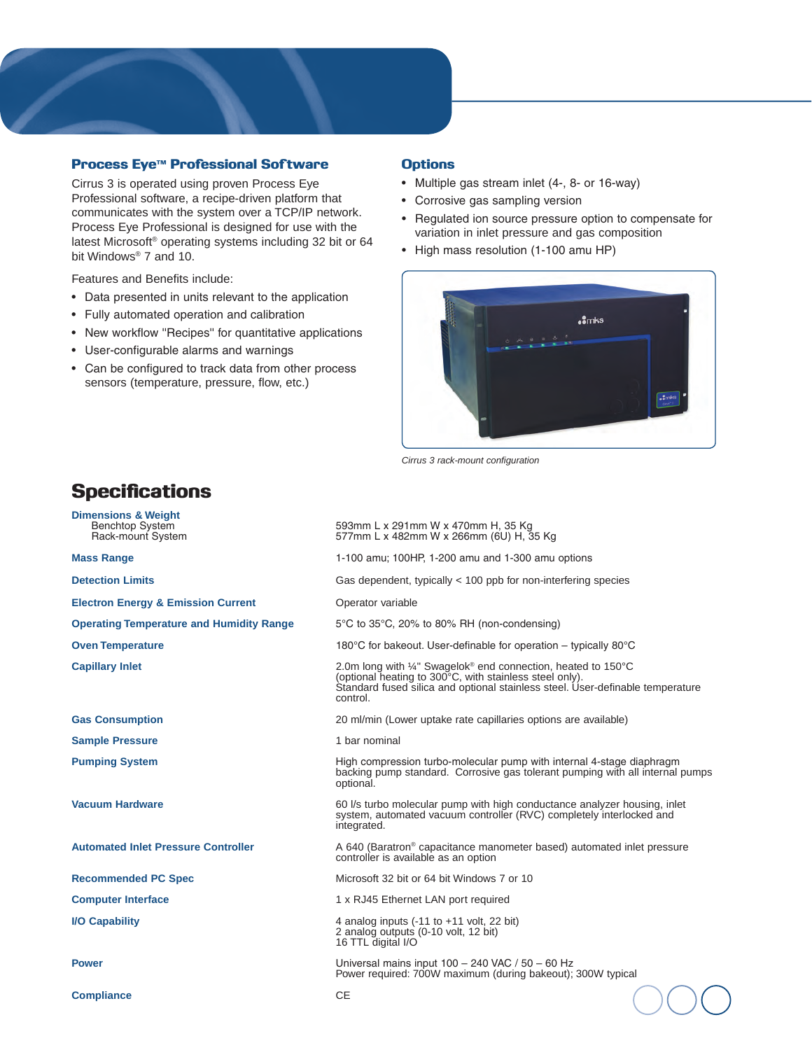## Process Eye™ Professional Software

Cirrus 3 is operated using proven Process Eye Professional software, a recipe-driven platform that communicates with the system over a TCP/IP network. Process Eye Professional is designed for use with the latest Microsoft® operating systems including 32 bit or 64 bit Windows® 7 and 10.

Features and Benefits include:

- Data presented in units relevant to the application
- Fully automated operation and calibration
- New workflow "Recipes" for quantitative applications
- User-configurable alarms and warnings
- Can be configured to track data from other process sensors (temperature, pressure, flow, etc.)

## Options

- Multiple gas stream inlet (4-, 8- or 16-way)
- Corrosive gas sampling version
- Regulated ion source pressure option to compensate for variation in inlet pressure and gas composition
- High mass resolution (1-100 amu HP)

*Cirrus 3 rack-mount configuration*

# Specifications

| | |
|---|---|
| **Dimensions & Weight** | |
| Benchtop System | 593mm L x 291mm W x 470mm H, 35 Kg |
| Rack-mount System | 577mm L x 482mm W x 266mm (6U) H, 35 Kg |
| **Mass Range** | 1-100 amu; 100HP, 1-200 amu and 1-300 amu options |
| **Detection Limits** | Gas dependent, typically < 100 ppb for non-interfering species |
| **Electron Energy & Emission Current** | Operator variable |
| **Operating Temperature and Humidity Range** | 5°C to 35°C, 20% to 80% RH (non-condensing) |
| **Oven Temperature** | 180°C for bakeout. User-definable for operation – typically 80°C |
| **Capillary Inlet** | 2.0m long with ¼" Swagelok® end connection, heated to 150°C (optional heating to 300°C, with stainless steel only). Standard fused silica and optional stainless steel. User-definable temperature control. |
| **Gas Consumption** | 20 ml/min (Lower uptake rate capillaries options are available) |
| **Sample Pressure** | 1 bar nominal |
| **Pumping System** | High compression turbo-molecular pump with internal 4-stage diaphragm backing pump standard. Corrosive gas tolerant pumping with all internal pumps optional. |
| **Vacuum Hardware** | 60 l/s turbo molecular pump with high conductance analyzer housing, inlet system, automated vacuum controller (RVC) completely interlocked and integrated. |
| **Automated Inlet Pressure Controller** | A 640 (Baratron® capacitance manometer based) automated inlet pressure controller is available as an option |
| **Recommended PC Spec** | Microsoft 32 bit or 64 bit Windows 7 or 10 |
| **Computer Interface** | 1 x RJ45 Ethernet LAN port required |
| **I/O Capability** | 4 analog inputs (-11 to +11 volt, 22 bit)<br>2 analog outputs (0-10 volt, 12 bit)<br>16 TTL digital I/O |
| **Power** | Universal mains input 100 – 240 VAC / 50 – 60 Hz<br>Power required: 700W maximum (during bakeout); 300W typical |
| **Compliance** | CE |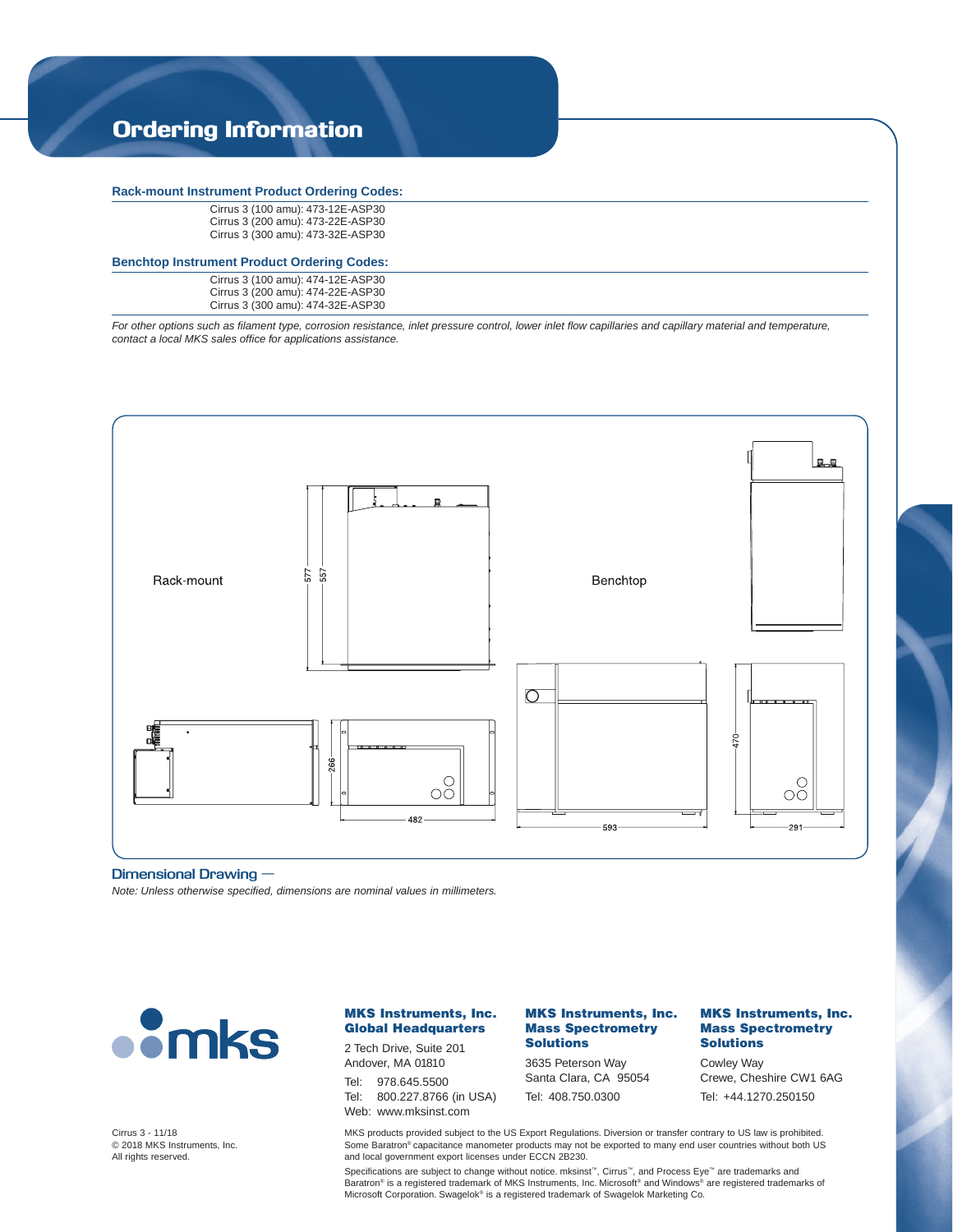# Ordering Information

**Rack-mount Instrument Product Ordering Codes:**

Cirrus 3 (100 amu): 473-12E-ASP30
Cirrus 3 (200 amu): 473-22E-ASP30
Cirrus 3 (300 amu): 473-32E-ASP30

**Benchtop Instrument Product Ordering Codes:**

Cirrus 3 (100 amu): 474-12E-ASP30
Cirrus 3 (200 amu): 474-22E-ASP30
Cirrus 3 (300 amu): 474-32E-ASP30

*For other options such as filament type, corrosion resistance, inlet pressure control, lower inlet flow capillaries and capillary material and temperature, contact a local MKS sales office for applications assistance.*

Rack-mount

577

557

266

482

Benchtop

470

593

291

**Dimensional Drawing —**

*Note: Unless otherwise specified, dimensions are nominal values in millimeters.*

mks

**MKS Instruments, Inc.**
**Global Headquarters**
2 Tech Drive, Suite 201
Andover, MA 01810
Tel: 978.645.5500
Tel: 800.227.8766 (in USA)
Web: www.mksinst.com

**MKS Instruments, Inc.**
**Mass Spectrometry Solutions**
3635 Peterson Way
Santa Clara, CA 95054
Tel: 408.750.0300

**MKS Instruments, Inc.**
**Mass Spectrometry Solutions**
Cowley Way
Crewe, Cheshire CW1 6AG
Tel: +44.1270.250150

Cirrus 3 - 11/18
© 2018 MKS Instruments, Inc.
All rights reserved.

MKS products provided subject to the US Export Regulations. Diversion or transfer contrary to US law is prohibited. Some Baratron® capacitance manometer products may not be exported to many end user countries without both US and local government export licenses under ECCN 2B230.

Specifications are subject to change without notice. mksinst™, Cirrus™, and Process Eye™ are trademarks and Baratron® is a registered trademark of MKS Instruments, Inc. Microsoft® and Windows® are registered trademarks of Microsoft Corporation. Swagelok® is a registered trademark of Swagelok Marketing Co.